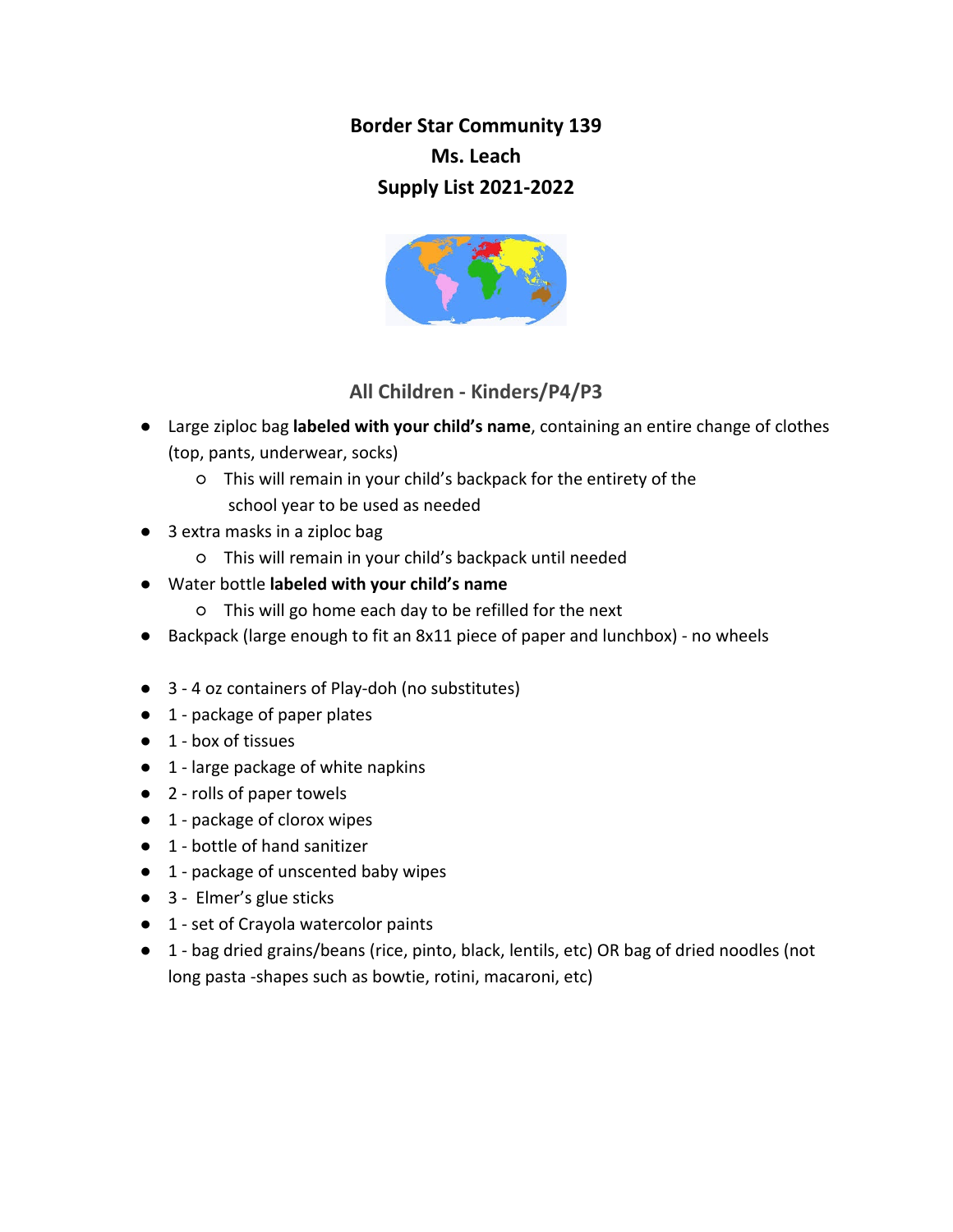**Border Star Community 139**
**Ms. Leach**
**Supply List 2021-2022**

## All Children - Kinders/P4/P3

- Large ziploc bag **labeled with your child's name**, containing an entire change of clothes (top, pants, underwear, socks)
  - This will remain in your child's backpack for the entirety of the school year to be used as needed
- 3 extra masks in a ziploc bag
  - This will remain in your child's backpack until needed
- Water bottle **labeled with your child's name**
  - This will go home each day to be refilled for the next
- Backpack (large enough to fit an 8x11 piece of paper and lunchbox) - no wheels

- 3 - 4 oz containers of Play-doh (no substitutes)
- 1 - package of paper plates
- 1 - box of tissues
- 1 - large package of white napkins
- 2 - rolls of paper towels
- 1 - package of clorox wipes
- 1 - bottle of hand sanitizer
- 1 - package of unscented baby wipes
- 3 - Elmer's glue sticks
- 1 - set of Crayola watercolor paints
- 1 - bag dried grains/beans (rice, pinto, black, lentils, etc) OR bag of dried noodles (not long pasta -shapes such as bowtie, rotini, macaroni, etc)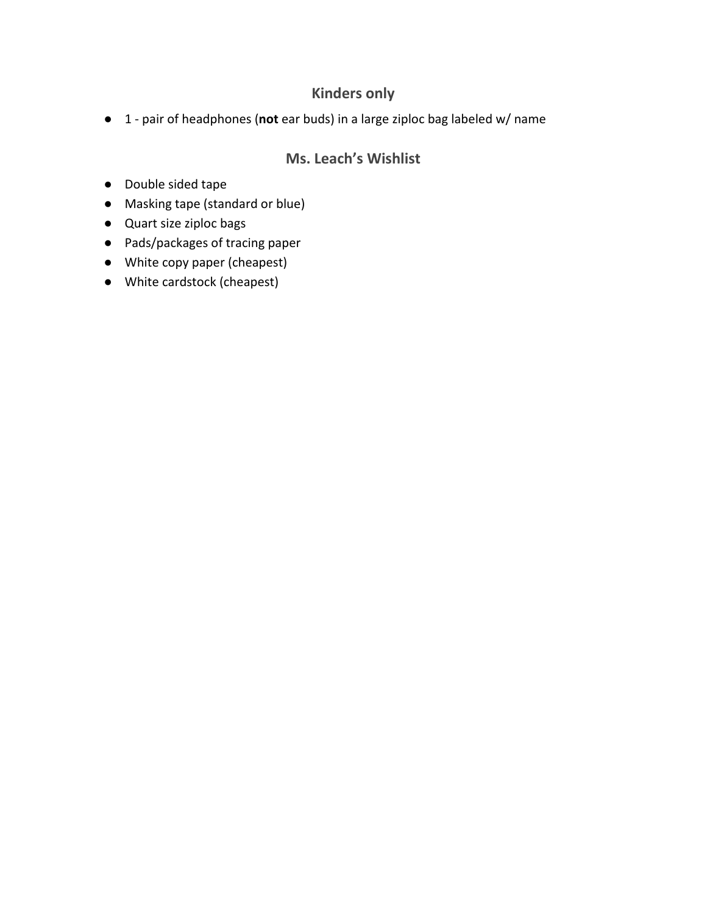## Kinders only

- 1 - pair of headphones (**not** ear buds) in a large ziploc bag labeled w/ name

## Ms. Leach's Wishlist

- Double sided tape
- Masking tape (standard or blue)
- Quart size ziploc bags
- Pads/packages of tracing paper
- White copy paper (cheapest)
- White cardstock (cheapest)